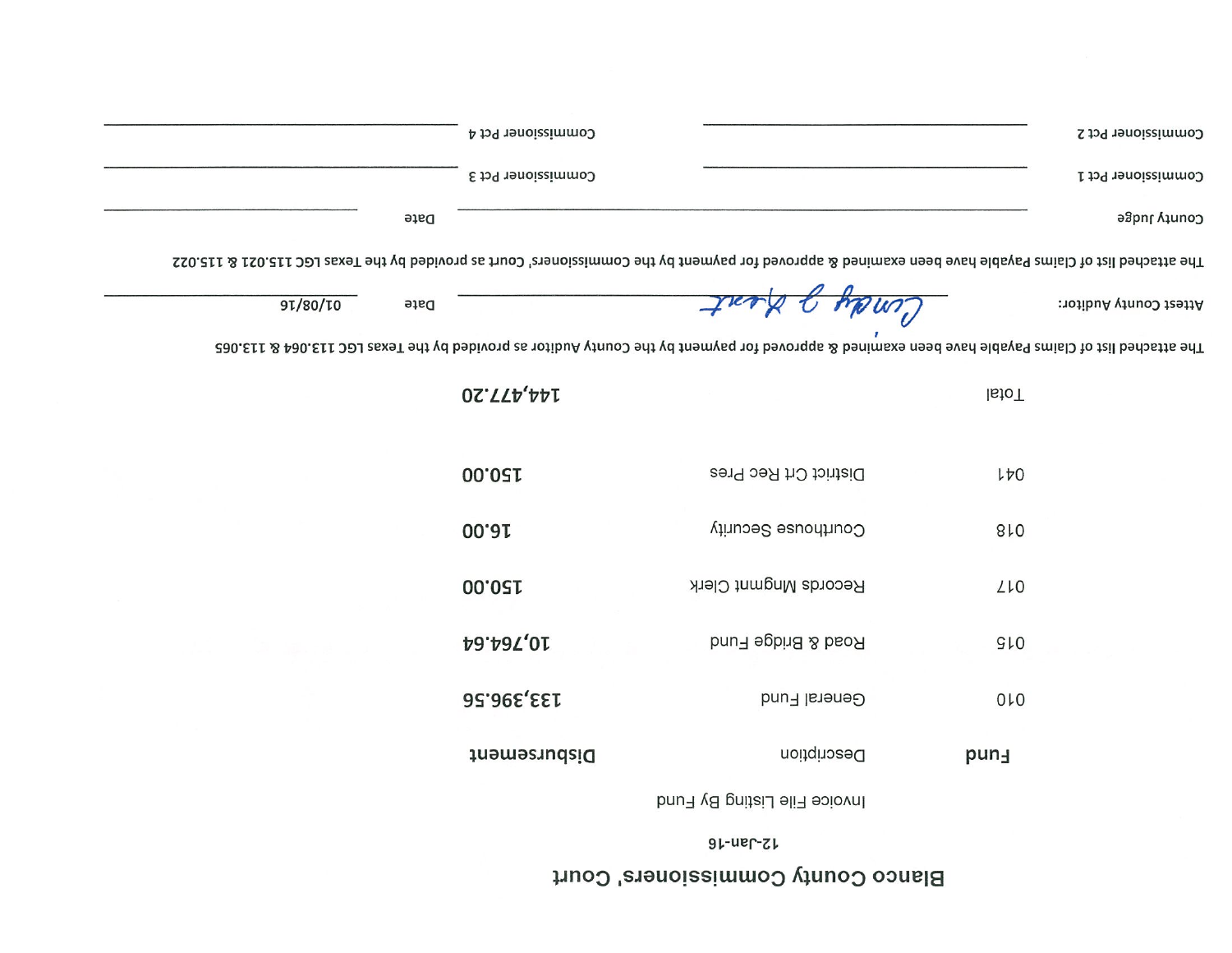# Blanco County Commissioners' Court

12-Jan-16

Invoice File Listing By Fund

| Fund | Description | Disbursement |
|---|---|---|
| 010 | General Fund | 133,396.56 |
| 015 | Road & Bridge Fund | 10,764.64 |
| 017 | Records Mngmnt Clerk | 150.00 |
| 018 | Courthouse Security | 16.00 |
| 041 | District Crt Rec Pres | 150.00 |
| Total | | 144,477.20 |

The attached list of Claims Payable have been examined & approved for payment by the County Auditor as provided by the Texas LGC 113.064 & 113.065

Attest County Auditor: *Cindy J Kent* Date 01/08/16

The attached list of Claims Payable have been examined & approved for payment by the Commissioners' Court as provided by the Texas LGC 115.021 & 115.022

County Judge ______________________ Date ______________

Commissioner Pct 1 ______________________ Commissioner Pct 3 ______________________

Commissioner Pct 2 ______________________ Commissioner Pct 4 ______________________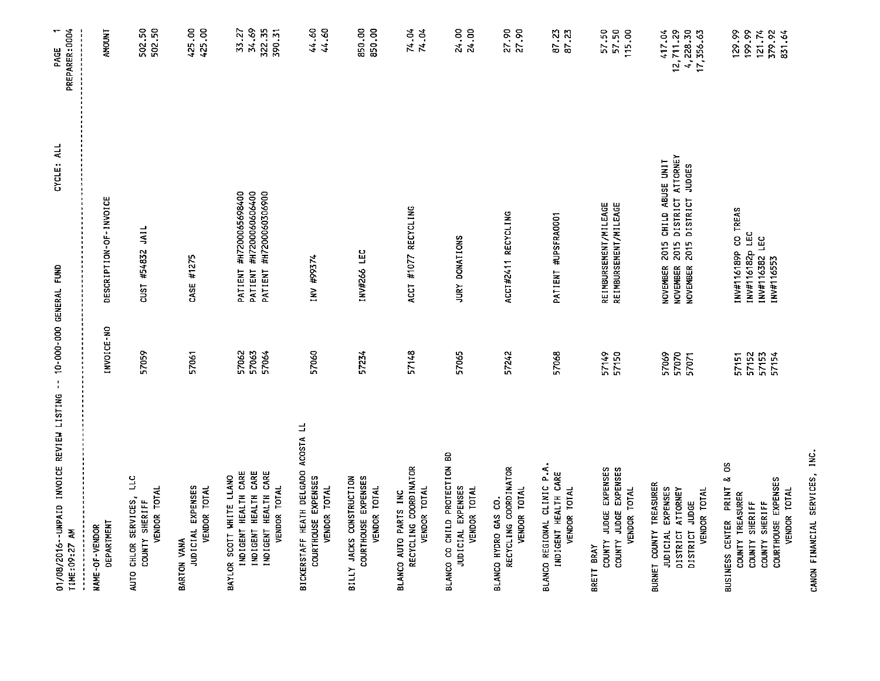01/08/2016--UNPAID INVOICE REVIEW LISTING -- 10-000-000 GENERAL FUND CYCLE: ALL

TIME:09:27 AM PREPARER:0004

| NAME-OF-VENDOR / DEPARTMENT | INVOICE-NO | DESCRIPTION-OF-INVOICE | AMOUNT |
|---|---|---|---|
| **AUTO CHLOR SERVICES, LLC** | | | |
| COUNTY SHERIFF | 57059 | CUST #54832 JAIL | 502.50 |
| VENDOR TOTAL | | | 502.50 |
| **BARTON VANA** | | | |
| JUDICIAL EXPENSES | 57061 | CASE #1275 | 425.00 |
| VENDOR TOTAL | | | 425.00 |
| **BAYLOR SCOTT WHITE LLANO** | | | |
| INDIGENT HEALTH CARE | 57062 | PATIENT #H7200065698400 | 33.27 |
| INDIGENT HEALTH CARE | 57063 | PATIENT #H7200060606400 | 34.69 |
| INDIGENT HEALTH CARE | 57064 | PATIENT #H7200060306900 | 322.35 |
| VENDOR TOTAL | | | 390.31 |
| **BICKERSTAFF HEATH DELGADO ACOSTA LL** | | | |
| COURTHOUSE EXPENSES | 57060 | INV #99374 | 44.60 |
| VENDOR TOTAL | | | 44.60 |
| **BILLY JACKS CONSTRUCTION** | | | |
| COURTHOUSE EXPENSES | 57234 | INV#266 LEC | 850.00 |
| VENDOR TOTAL | | | 850.00 |
| **BLANCO AUTO PARTS INC** | | | |
| RECYCLING COORDINATOR | 57148 | ACCT #1077 RECYCLING | 74.04 |
| VENDOR TOTAL | | | 74.04 |
| **BLANCO CO CHILD PROTECTION BD** | | | |
| JUDICIAL EXPENSES | 57065 | JURY DONATIONS | 24.00 |
| VENDOR TOTAL | | | 24.00 |
| **BLANCO HYDRO GAS CO.** | | | |
| RECYCLING COORDINATOR | 57242 | ACCT#2411 RECYCLING | 27.90 |
| VENDOR TOTAL | | | 27.90 |
| **BLANCO REGIONAL CLINIC P.A.** | | | |
| INDIGENT HEALTH CARE | 57068 | PATIENT #UPSFRA0001 | 87.23 |
| VENDOR TOTAL | | | 87.23 |
| **BRETT BRAY** | | | |
| COUNTY JUDGE EXPENSES | 57149 | REIMBURSEMENT/MILEAGE | 57.50 |
| COUNTY JUDGE EXPENSES | 57150 | REIMBURSEMENT/MILEAGE | 57.50 |
| VENDOR TOTAL | | | 115.00 |
| **BURNET COUNTY TREASURER** | | | |
| JUDICIAL EXPENSES | 57069 | NOVEMBER 2015 CHILD ABUSE UNIT | 417.04 |
| DISTRICT ATTORNEY | 57070 | NOVEMBER 2015 DISTRICT ATTORNEY | 12,711.29 |
| DISTRICT JUDGE | 57071 | NOVEMBER 2015 DISTRICT JUDGES | 4,228.30 |
| VENDOR TOTAL | | | 17,356.63 |
| **BUSINESS CENTER PRINT & OS** | | | |
| COUNTY TREASURER | 57151 | INV#116189P CO TREAS | 129.99 |
| COUNTY SHERIFF | 57152 | INV#116182p LEC | 199.99 |
| COUNTY SHERIFF | 57153 | INV#116382 LEC | 121.74 |
| COURTHOUSE EXPENSES | 57154 | INV#116553 | 379.92 |
| VENDOR TOTAL | | | 831.64 |
| **CANON FINANCIAL SERVICES, INC.** | | | |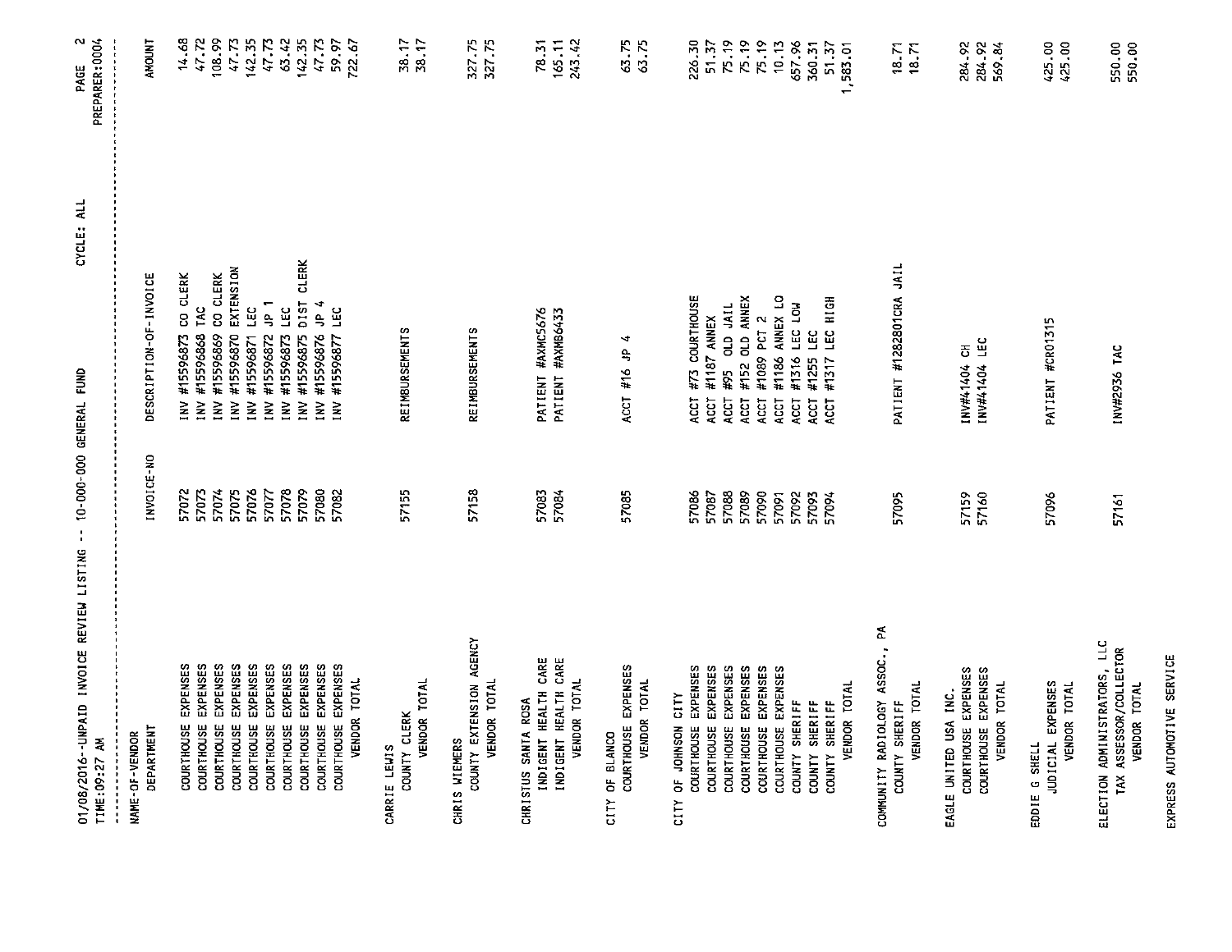01/08/2016--UNPAID INVOICE REVIEW LISTING -- 10-000-000 GENERAL FUND CYCLE: ALL

TIME:09:27 AM PREPARER:0004

| NAME-OF-VENDOR / DEPARTMENT | INVOICE-NO | DESCRIPTION-OF-INVOICE | AMOUNT |
|---|---|---|---|
| COURTHOUSE EXPENSES | 57072 | INV #15596873 CO CLERK | 14.68 |
| COURTHOUSE EXPENSES | 57073 | INV #15596868 TAC | 47.72 |
| COURTHOUSE EXPENSES | 57074 | INV #15596869 CO CLERK | 108.99 |
| COURTHOUSE EXPENSES | 57075 | INV #15596870 EXTENSION | 47.73 |
| COURTHOUSE EXPENSES | 57076 | INV #15596871 LEC | 142.35 |
| COURTHOUSE EXPENSES | 57077 | INV #15596872 JP 1 | 47.73 |
| COURTHOUSE EXPENSES | 57078 | INV #15596873 LEC | 63.42 |
| COURTHOUSE EXPENSES | 57079 | INV #15596875 DIST CLERK | 142.35 |
| COURTHOUSE EXPENSES | 57080 | INV #15596876 JP 4 | 47.73 |
| COURTHOUSE EXPENSES | 57082 | INV #15596877 LEC | 59.97 |
| VENDOR TOTAL | | | 722.67 |
| **CARRIE LEWIS** | | | |
| COUNTY CLERK | 57155 | REIMBURSEMENTS | 38.17 |
| VENDOR TOTAL | | | 38.17 |
| **CHRIS WIEMERS** | | | |
| COUNTY EXTENSION AGENCY | 57158 | REIMBURSEMENTS | 327.75 |
| VENDOR TOTAL | | | 327.75 |
| **CHRISTUS SANTA ROSA** | | | |
| INDIGENT HEALTH CARE | 57083 | PATIENT #AXMC5676 | 78.31 |
| INDIGENT HEALTH CARE | 57084 | PATIENT #AXMB6433 | 165.11 |
| VENDOR TOTAL | | | 243.42 |
| **CITY OF BLANCO** | | | |
| COURTHOUSE EXPENSES | 57085 | ACCT #16 JP 4 | 63.75 |
| VENDOR TOTAL | | | 63.75 |
| **CITY OF JOHNSON CITY** | | | |
| COURTHOUSE EXPENSES | 57086 | ACCT #73 COURTHOUSE | 226.30 |
| COURTHOUSE EXPENSES | 57087 | ACCT #1187 ANNEX | 51.37 |
| COURTHOUSE EXPENSES | 57088 | ACCT #95 OLD JAIL | 75.19 |
| COURTHOUSE EXPENSES | 57089 | ACCT #152 OLD ANNEX | 75.19 |
| COURTHOUSE EXPENSES | 57090 | ACCT #1089 PCT 2 | 75.19 |
| COURTHOUSE EXPENSES | 57091 | ACCT #1186 ANNEX LO | 10.13 |
| COUNTY SHERIFF | 57092 | ACCT #1316 LEC LOW | 657.96 |
| COUNTY SHERIFF | 57093 | ACCT #1255 LEC | 360.31 |
| COUNTY SHERIFF | 57094 | ACCT #1317 LEC HIGH | 51.37 |
| VENDOR TOTAL | | | 1,583.01 |
| **COMMUNITY RADIOLOGY ASSOC., PA** | | | |
| COUNTY SHERIFF | 57095 | PATIENT #1282801CRA JAIL | 18.71 |
| VENDOR TOTAL | | | 18.71 |
| **EAGLE UNITED USA INC.** | | | |
| COURTHOUSE EXPENSES | 57159 | INV#41404 CH | 284.92 |
| COURTHOUSE EXPENSES | 57160 | INV#41404 LEC | 284.92 |
| VENDOR TOTAL | | | 569.84 |
| **EDDIE G SHELL** | | | |
| JUDICIAL EXPENSES | 57096 | PATIENT #CR01315 | 425.00 |
| VENDOR TOTAL | | | 425.00 |
| **ELECTION ADMINISTRATORS, LLC** | | | |
| TAX ASSESSOR/COLLECTOR | 57161 | INV#2936 TAC | 550.00 |
| VENDOR TOTAL | | | 550.00 |
| **EXPRESS AUTOMOTIVE SERVICE** | | | |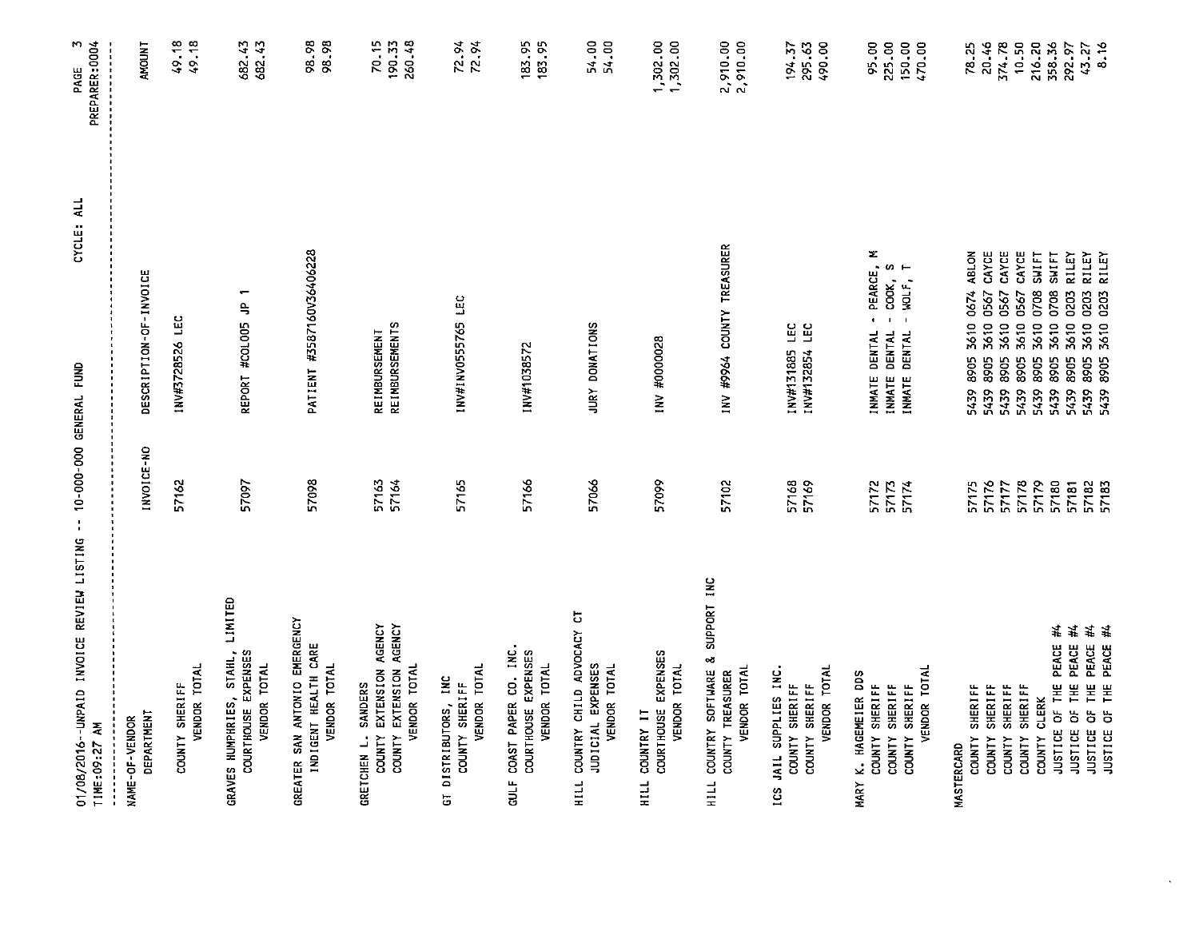01/08/2016--UNPAID INVOICE REVIEW LISTING -- 10-000-000 GENERAL FUND CYCLE: ALL

TIME:09:27 AM PREPARER:0004

| NAME-OF-VENDOR / DEPARTMENT | INVOICE-NO | DESCRIPTION-OF-INVOICE | AMOUNT |
|---|---|---|---|
| COUNTY SHERIFF | 57162 | INV#3728526 LEC | 49.18 |
| VENDOR TOTAL | | | 49.18 |
| **GRAVES HUMPHRIES, STAHL, LIMITED** | | | |
| COURTHOUSE EXPENSES | 57097 | REPORT #COL005 JP 1 | 682.43 |
| VENDOR TOTAL | | | 682.43 |
| **GREATER SAN ANTONIO EMERGENCY** | | | |
| INDIGENT HEALTH CARE | 57098 | PATIENT #3587160V36406228 | 98.98 |
| VENDOR TOTAL | | | 98.98 |
| **GRETCHEN L. SANDERS** | | | |
| COUNTY EXTENSION AGENCY | 57163 | REIMBURSEMENT | 70.15 |
| COUNTY EXTENSION AGENCY | 57164 | REIMBURSEMENTS | 190.33 |
| VENDOR TOTAL | | | 260.48 |
| **GT DISTRIBUTORS, INC** | | | |
| COUNTY SHERIFF | 57165 | INV#INV0555765 LEC | 72.94 |
| VENDOR TOTAL | | | 72.94 |
| **GULF COAST PAPER CO. INC.** | | | |
| COURTHOUSE EXPENSES | 57166 | INV#1038572 | 183.95 |
| VENDOR TOTAL | | | 183.95 |
| **HILL COUNTRY CHILD ADVOCACY CT** | | | |
| JUDICIAL EXPENSES | 57066 | JURY DONATIONS | 54.00 |
| VENDOR TOTAL | | | 54.00 |
| **HILL COUNTRY IT** | | | |
| COURTHOUSE EXPENSES | 57099 | INV #0000028 | 1,302.00 |
| VENDOR TOTAL | | | 1,302.00 |
| **HILL COUNTRY SOFTWARE & SUPPORT INC** | | | |
| COUNTY TREASURER | 57102 | INV #9964 COUNTY TREASURER | 2,910.00 |
| VENDOR TOTAL | | | 2,910.00 |
| **ICS JAIL SUPPLIES INC.** | | | |
| COUNTY SHERIFF | 57168 | INV#131885 LEC | 194.37 |
| COUNTY SHERIFF | 57169 | INV#132854 LEC | 295.63 |
| VENDOR TOTAL | | | 490.00 |
| **MARY K. HAGEMEIER DDS** | | | |
| COUNTY SHERIFF | 57172 | INMATE DENTAL - PEARCE, M | 95.00 |
| COUNTY SHERIFF | 57173 | INMATE DENTAL - COOK, S | 225.00 |
| COUNTY SHERIFF | 57174 | INMATE DENTAL - WOLF, T | 150.00 |
| VENDOR TOTAL | | | 470.00 |
| **MASTERCARD** | | | |
| COUNTY SHERIFF | 57175 | 5439 8905 3610 0674 ABLON | 78.25 |
| COUNTY SHERIFF | 57176 | 5439 8905 3610 0567 CAYCE | 20.46 |
| COUNTY SHERIFF | 57177 | 5439 8905 3610 0567 CAYCE | 374.78 |
| COUNTY SHERIFF | 57178 | 5439 8905 3610 0567 CAYCE | 10.50 |
| COUNTY CLERK | 57179 | 5439 8905 3610 0708 SWIFT | 216.20 |
| JUSTICE OF THE PEACE #4 | 57180 | 5439 8905 3610 0708 SWIFT | 358.36 |
| JUSTICE OF THE PEACE #4 | 57181 | 5439 8905 3610 0203 RILEY | 292.97 |
| JUSTICE OF THE PEACE #4 | 57182 | 5439 8905 3610 0203 RILEY | 43.27 |
| JUSTICE OF THE PEACE #4 | 57183 | 5439 8905 3610 0203 RILEY | 8.16 |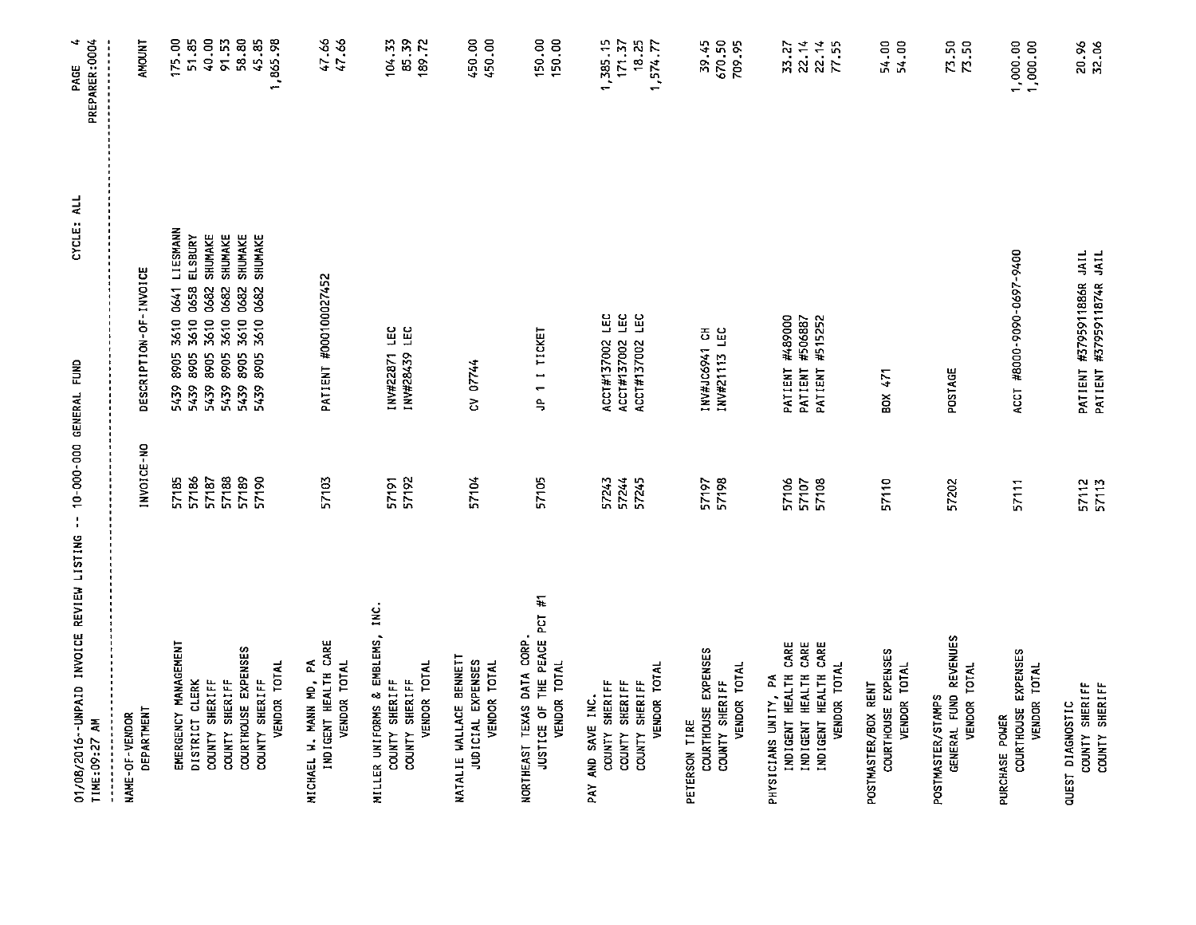01/08/2016--UNPAID INVOICE REVIEW LISTING -- 10-000-000 GENERAL FUND CYCLE: ALL

TIME:09:27 AM PREPARER:0004

| NAME-OF-VENDOR / DEPARTMENT | INVOICE-NO | DESCRIPTION-OF-INVOICE | AMOUNT |
|---|---|---|---|
| EMERGENCY MANAGEMENT | 57185 | 5439 8905 3610 0641 LIESMANN | 175.00 |
| DISTRICT CLERK | 57186 | 5439 8905 3610 0658 ELSBURY | 51.85 |
| COUNTY SHERIFF | 57187 | 5439 8905 3610 0682 SHUMAKE | 40.00 |
| COUNTY SHERIFF | 57188 | 5439 8905 3610 0682 SHUMAKE | 91.53 |
| COURTHOUSE EXPENSES | 57189 | 5439 8905 3610 0682 SHUMAKE | 58.80 |
| COUNTY SHERIFF | 57190 | 5439 8905 3610 0682 SHUMAKE | 45.85 |
| VENDOR TOTAL | | | 1,865.98 |
| MICHAEL W. MANN MD, PA | | | |
| INDIGENT HEALTH CARE | 57103 | PATIENT #00010002­7452 | 47.66 |
| VENDOR TOTAL | | | 47.66 |
| MILLER UNIFORMS & EMBLEMS, INC. | | | |
| COUNTY SHERIFF | 57191 | INV#22871 LEC | 104.33 |
| COUNTY SHERIFF | 57192 | INV#28439 LEC | 85.39 |
| VENDOR TOTAL | | | 189.72 |
| NATALIE WALLACE BENNETT | | | |
| JUDICIAL EXPENSES | 57104 | CV 07744 | 450.00 |
| VENDOR TOTAL | | | 450.00 |
| NORTHEAST TEXAS DATA CORP. | | | |
| JUSTICE OF THE PEACE PCT #1 | 57105 | JP 1 I TICKET | 150.00 |
| VENDOR TOTAL | | | 150.00 |
| PAY AND SAVE INC. | | | |
| COUNTY SHERIFF | 57243 | ACCT#137002 LEC | 1,385.15 |
| COUNTY SHERIFF | 57244 | ACCT#137002 LEC | 171.37 |
| COUNTY SHERIFF | 57245 | ACCT#137002 LEC | 18.25 |
| VENDOR TOTAL | | | 1,574.77 |
| PETERSON TIRE | | | |
| COURTHOUSE EXPENSES | 57197 | INV#JC6941 CH | 39.45 |
| COUNTY SHERIFF | 57198 | INV#21113 LEC | 670.50 |
| VENDOR TOTAL | | | 709.95 |
| PHYSICIANS UNITY, PA | | | |
| INDIGENT HEALTH CARE | 57106 | PATIENT #489000 | 33.27 |
| INDIGENT HEALTH CARE | 57107 | PATIENT #506887 | 22.14 |
| INDIGENT HEALTH CARE | 57108 | PATIENT #515252 | 22.14 |
| VENDOR TOTAL | | | 77.55 |
| POSTMASTER/BOX RENT | | | |
| COURTHOUSE EXPENSES | 57110 | BOX 471 | 54.00 |
| VENDOR TOTAL | | | 54.00 |
| POSTMASTER/STAMPS | | | |
| GENERAL FUND REVENUES | 57202 | POSTAGE | 73.50 |
| VENDOR TOTAL | | | 73.50 |
| PURCHASE POWER | | | |
| COURTHOUSE EXPENSES | 57111 | ACCT #8000-9090-0697-9400 | 1,000.00 |
| VENDOR TOTAL | | | 1,000.00 |
| QUEST DIAGNOSTIC | | | |
| COUNTY SHERIFF | 57112 | PATIENT #3795911886R JAIL | 20.96 |
| COUNTY SHERIFF | 57113 | PATIENT #3795911874R JAIL | 32.06 |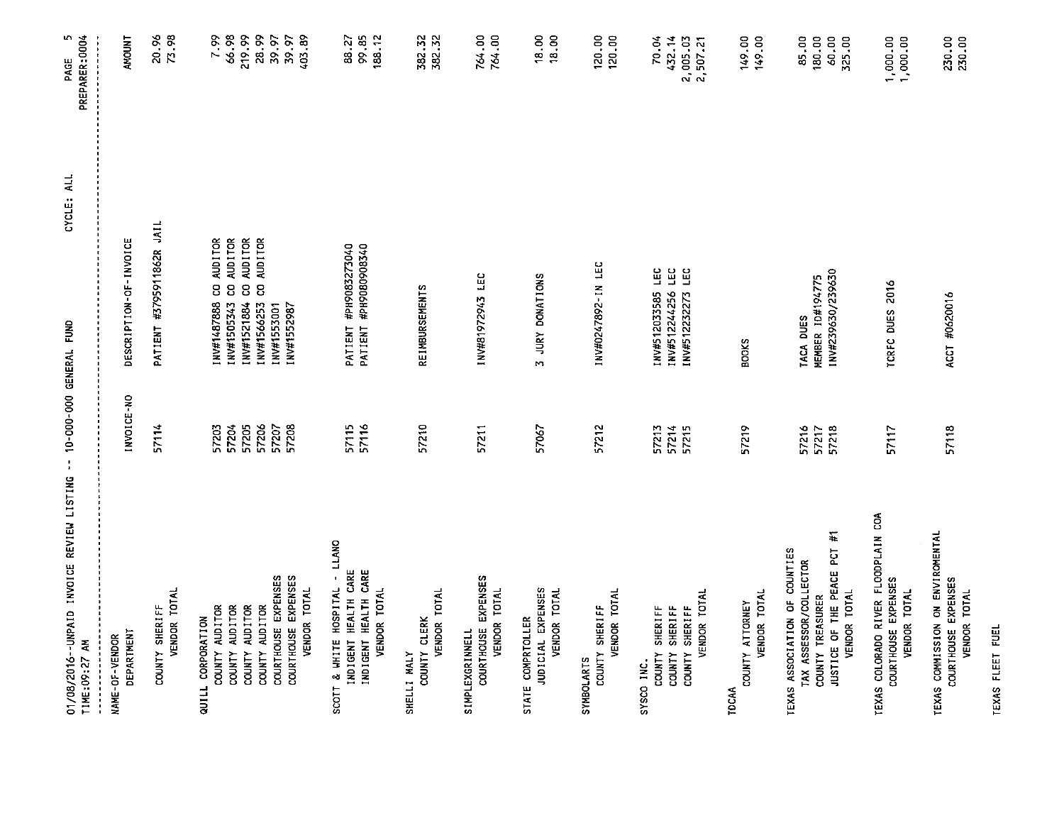01/08/2016--UNPAID INVOICE REVIEW LISTING -- 10-000-000 GENERAL FUND CYCLE: ALL

TIME:09:27 AM PREPARER:0004

| NAME-OF-VENDOR DEPARTMENT | INVOICE-NO | DESCRIPTION-OF-INVOICE | AMOUNT |
|---|---|---|---|
| COUNTY SHERIFF | 57114 | PATIENT #3795911862R JAIL | 20.96 |
| VENDOR TOTAL | | | 73.98 |
| QUILL CORPORATION | | | |
| COUNTY AUDITOR | 57203 | INV#1487888 CO AUDITOR | 7.99 |
| COUNTY AUDITOR | 57204 | INV#1505343 CO AUDITOR | 66.98 |
| COUNTY AUDITOR | 57205 | INV#1521884 CO AUDITOR | 219.99 |
| COUNTY AUDITOR | 57206 | INV#1566253 CO AUDITOR | 28.99 |
| COURTHOUSE EXPENSES | 57207 | INV#1553001 | 39.97 |
| COURTHOUSE EXPENSES | 57208 | INV#1552987 | 39.97 |
| VENDOR TOTAL | | | 403.89 |
| SCOTT & WHITE HOSPITAL - LLANO | | | |
| INDIGENT HEALTH CARE | 57115 | PATIENT #PH9083273040 | 88.27 |
| INDIGENT HEALTH CARE | 57116 | PATIENT #PH9080908340 | 99.85 |
| VENDOR TOTAL | | | 188.12 |
| SHELLI NALY | | | |
| COUNTY CLERK | 57210 | REIMBURSEMENTS | 382.32 |
| VENDOR TOTAL | | | 382.32 |
| SIMPLEXGRINNELL | | | |
| COURTHOUSE EXPENSES | 57211 | INV#81972943 LEC | 764.00 |
| VENDOR TOTAL | | | 764.00 |
| STATE COMPRTOLLER | | | |
| JUDICIAL EXPENSES | 57067 | 3 JURY DONATIONS | 18.00 |
| VENDOR TOTAL | | | 18.00 |
| SYMBOLARTS | | | |
| COUNTY SHERIFF | 57212 | INV#0247892-IN LEC | 120.00 |
| VENDOR TOTAL | | | 120.00 |
| SYSCO INC. | | | |
| COUNTY SHERIFF | 57213 | INV#512033585 LEC | 70.04 |
| COUNTY SHERIFF | 57214 | INV#512244256 LEC | 432.14 |
| COUNTY SHERIFF | 57215 | INV#512232273 LEC | 2,005.03 |
| VENDOR TOTAL | | | 2,507.21 |
| TDCAA | | | |
| COUNTY ATTORNEY | 57219 | BOOKS | 149.00 |
| VENDOR TOTAL | | | 149.00 |
| TEXAS ASSOCIATION OF COUNTIES | | | |
| TAX ASSESSOR/COLLECTOR | 57216 | TACA DUES | 85.00 |
| COUNTY TREASURER | 57217 | MEMBER ID#194775 | 180.00 |
| JUSTICE OF THE PEACE PCT #1 | 57218 | INV#239630/239630 | 60.00 |
| VENDOR TOTAL | | | 325.00 |
| TEXAS COLORADO RIVER FLOODPLAIN COA | | | |
| COURTHOUSE EXPENSES | 57117 | TCRFC DUES 2016 | 1,000.00 |
| VENDOR TOTAL | | | 1,000.00 |
| TEXAS COMMISSION ON ENVIROMENTAL | | | |
| COURTHOUSE EXPENSES | 57118 | ACCT #0620016 | 230.00 |
| VENDOR TOTAL | | | 230.00 |
| TEXAS FLEET FUEL | | | |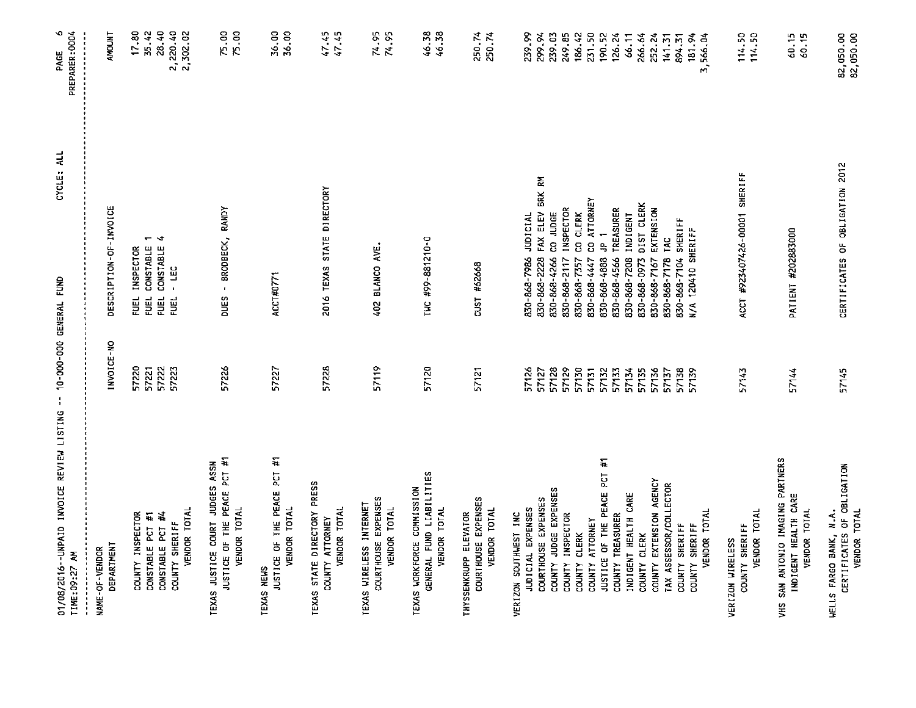01/08/2016--UNPAID INVOICE REVIEW LISTING -- 10-000-000 GENERAL FUND CYCLE: ALL

TIME:09:27 AM PREPARER:0004

| NAME-OF-VENDOR / DEPARTMENT | INVOICE-NO | DESCRIPTION-OF-INVOICE | AMOUNT |
|---|---|---|---|
| COUNTY INSPECTOR | 57220 | FUEL INSPECTOR | 17.80 |
| CONSTABLE PCT #1 | 57221 | FUEL CONSTABLE 1 | 35.42 |
| CONSTABLE PCT #4 | 57222 | FUEL CONSTABLE 4 | 28.40 |
| COUNTY SHERIFF | 57223 | FUEL - LEC | 2,220.40 |
| VENDOR TOTAL | | | 2,302.02 |
| **TEXAS JUSTICE COURT JUDGES ASSN** | | | |
| JUSTICE OF THE PEACE PCT #1 | 57226 | DUES - BRODBECK, RANDY | 75.00 |
| VENDOR TOTAL | | | 75.00 |
| **TEXAS NEWS** | | | |
| JUSTICE OF THE PEACE PCT #1 | 57227 | ACCT#0771 | 36.00 |
| VENDOR TOTAL | | | 36.00 |
| **TEXAS STATE DIRECTORY PRESS** | | | |
| COUNTY ATTORNEY | 57228 | 2016 TEXAS STATE DIRECTORY | 47.45 |
| VENDOR TOTAL | | | 47.45 |
| **TEXAS WIRELESS INTERNET** | | | |
| COURTHOUSE EXPENSES | 57119 | 402 BLANCO AVE. | 74.95 |
| VENDOR TOTAL | | | 74.95 |
| **TEXAS WORKFORCE COMMISSION** | | | |
| GENERAL FUND LIABILITIES | 57120 | TWC #99-881210-0 | 46.38 |
| VENDOR TOTAL | | | 46.38 |
| **THYSSENKRUPP ELEVATOR** | | | |
| COURTHOUSE EXPENSES | 57121 | CUST #62668 | 250.74 |
| VENDOR TOTAL | | | 250.74 |
| **VERIZON SOUTHWEST INC** | | | |
| JUDICIAL EXPENSES | 57126 | 830-868-7986 JUDICIAL | 239.99 |
| COURTHOUSE EXPENSES | 57127 | 830-868-2228 FAX ELEV BRK RM | 299.94 |
| COUNTY JUDGE EXPENSES | 57128 | 830-868-4266 CO JUDGE | 239.03 |
| COUNTY INSPECTOR | 57129 | 830-868-2117 INSPECTOR | 249.85 |
| COUNTY CLERK | 57130 | 830-868-7357 CO CLERK | 186.42 |
| COUNTY ATTORNEY | 57131 | 830-868-4447 CO ATTORNEY | 231.50 |
| JUSTICE OF THE PEACE PCT #1 | 57132 | 830-868-4888 JP 1 | 190.52 |
| COUNTY TREASURER | 57133 | 830-868-4566 TREASURER | 126.24 |
| INDIGENT HEALTH CARE | 57134 | 830-868-7208 INDIGENT | 66.11 |
| COUNTY CLERK | 57135 | 830-868-0973 DIST CLERK | 266.64 |
| COUNTY EXTENSION AGENCY | 57136 | 830-868-7167 EXTENSION | 252.24 |
| TAX ASSESSOR/COLLECTOR | 57137 | 830-868-7178 TAC | 141.31 |
| COUNTY SHERIFF | 57138 | 830-868-7104 SHERIFF | 894.31 |
| COUNTY SHERIFF | 57139 | N/A 120410 SHERIFF | 181.94 |
| VENDOR TOTAL | | | 3,566.04 |
| **VERIZON WIRELESS** | | | |
| COUNTY SHERIFF | 57143 | ACCT #923407426-00001 SHERIFF | 114.50 |
| VENDOR TOTAL | | | 114.50 |
| **VHS SAN ANTONIO IMAGING PARTNERS** | | | |
| INDIGENT HEALTH CARE | 57144 | PATIENT #202883000 | 60.15 |
| VENDOR TOTAL | | | 60.15 |
| **WELLS FARGO BANK, N.A.** | | | |
| CERTIFICATES OF OBLIGATION | 57145 | CERTIFICATES OF OBLIGATION 2012 | 82,050.00 |
| VENDOR TOTAL | | | 82,050.00 |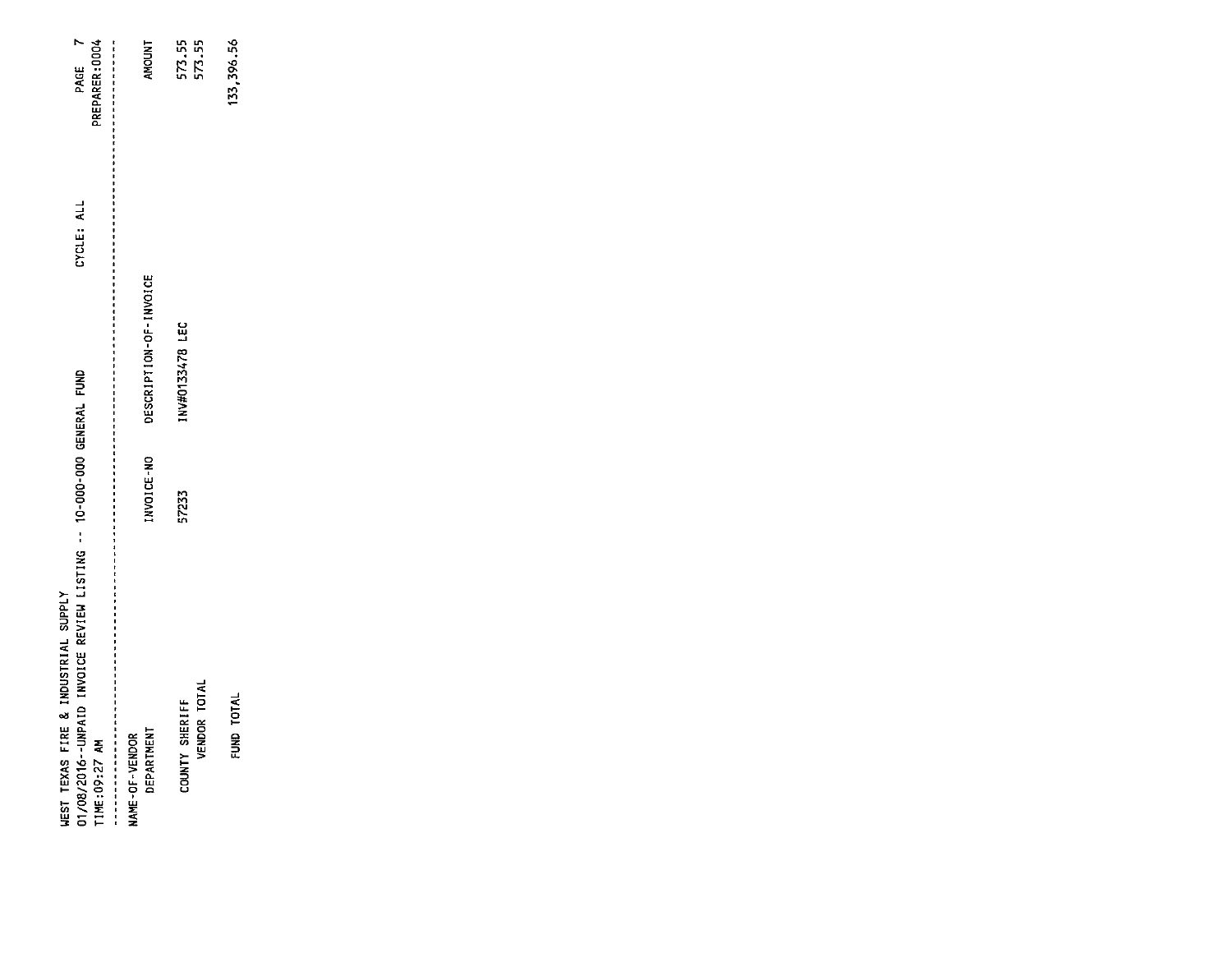WEST TEXAS FIRE & INDUSTRIAL SUPPLY

01/08/2016--UNPAID INVOICE REVIEW LISTING -- 10-000-000 GENERAL FUND CYCLE: ALL PREPARER:0004

TIME:09:27 AM

| NAME-OF-VENDOR DEPARTMENT | INVOICE-NO | DESCRIPTION-OF-INVOICE | AMOUNT |
|---|---|---|---|
| COUNTY SHERIFF | 57233 | INV#0133478 LEC | 573.55 |
| VENDOR TOTAL | | | 573.55 |
| FUND TOTAL | | | 133,396.56 |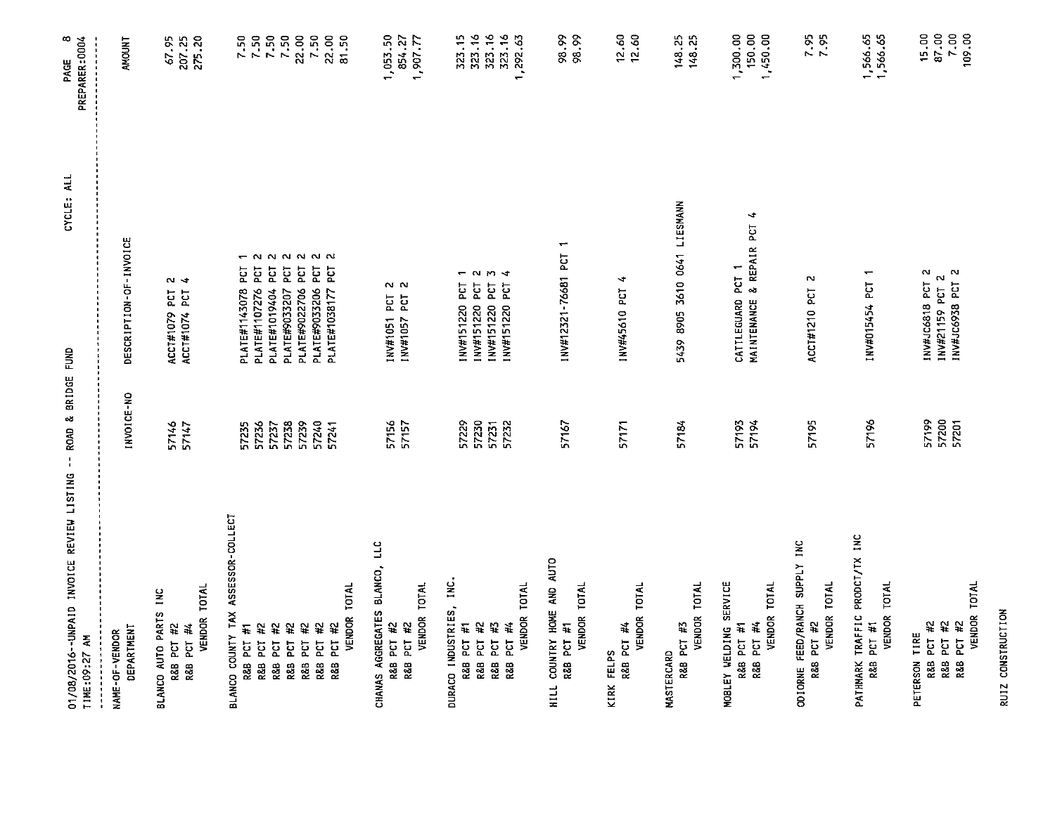01/08/2016--UNPAID INVOICE REVIEW LISTING -- ROAD & BRIDGE FUND CYCLE: ALL

TIME:09:27 AM PREPARER:0004

| NAME-OF-VENDOR DEPARTMENT | INVOICE-NO | DESCRIPTION-OF-INVOICE | AMOUNT |
|---|---|---|---|
| BLANCO AUTO PARTS INC | | | |
| R&B PCT #2 | 57146 | ACCT#1079 PCT 2 | 67.95 |
| R&B PCT #4 | 57147 | ACCT#1074 PCT 4 | 207.25 |
| VENDOR TOTAL | | | 275.20 |
| BLANCO COUNTY TAX ASSESSOR-COLLECT | | | |
| R&B PCT #1 | 57235 | PLATE#1143078 PCT 1 | 7.50 |
| R&B PCT #2 | 57236 | PLATE#1107276 PCT 2 | 7.50 |
| R&B PCT #2 | 57237 | PLATE#1019404 PCT 2 | 7.50 |
| R&B PCT #2 | 57238 | PLATE#9033207 PCT 2 | 7.50 |
| R&B PCT #2 | 57239 | PLATE#9022706 PCT 2 | 22.00 |
| R&B PCT #2 | 57240 | PLATE#9033206 PCT 2 | 7.50 |
| R&B PCT #2 | 57241 | PLATE#1038177 PCT 2 | 22.00 |
| VENDOR TOTAL | | | 81.50 |
| CHANAS AGGREGATES BLANCO, LLC | | | |
| R&B PCT #2 | 57156 | INV#1051 PCT 2 | 1,053.50 |
| R&B PCT #2 | 57157 | INV#1057 PCT 2 | 854.27 |
| VENDOR TOTAL | | | 1,907.77 |
| DURACO INDUSTRIES, INC. | | | |
| R&B PCT #1 | 57229 | INV#151220 PCT 1 | 323.15 |
| R&B PCT #2 | 57230 | INV#151220 PCT 2 | 323.16 |
| R&B PCT #3 | 57231 | INV#151220 PCT 3 | 323.16 |
| R&B PCT #4 | 57232 | INV#151220 PCT 4 | 323.16 |
| VENDOR TOTAL | | | 1,292.63 |
| HILL COUNTRY HOME AND AUTO | | | |
| R&B PCT #1 | 57167 | INV#12321-76681 PCT 1 | 98.99 |
| VENDOR TOTAL | | | 98.99 |
| KIRK FELPS | | | |
| R&B PCT #4 | 57171 | INV#4510 PCT 4 | 12.60 |
| VENDOR TOTAL | | | 12.60 |
| MASTERCARD | | | |
| R&B PCT #3 | 57184 | 5439 8905 3610 0641 LIESMANN | 148.25 |
| VENDOR TOTAL | | | 148.25 |
| MOBLEY WELDING SERVICE | | | |
| R&B PCT #1 | 57193 | CATTLEGUARD PCT 1 | 1,300.00 |
| R&B PCT #4 | 57194 | MAINTENANCE & REPAIR PCT 4 | 150.00 |
| VENDOR TOTAL | | | 1,450.00 |
| ODIORNE FEED/RANCH SUPPLY INC | | | |
| R&B PCT #2 | 57195 | ACCT#1210 PCT 2 | 7.95 |
| VENDOR TOTAL | | | 7.95 |
| PATHMARK TRAFFIC PRODCT/TX INC | | | |
| R&B PCT #1 | 57196 | INV#015454 PCT 1 | 1,566.65 |
| VENDOR TOTAL | | | 1,566.65 |
| PETERSON TIRE | | | |
| R&B PCT #2 | 57199 | INV#JC6818 PCT 2 | 15.00 |
| R&B PCT #2 | 57200 | INV#21159 PCT 2 | 87.00 |
| R&B PCT #2 | 57201 | INV#JC6938 PCT 2 | 7.00 |
| VENDOR TOTAL | | | 109.00 |
| RUIZ CONSTRUCTION | | | |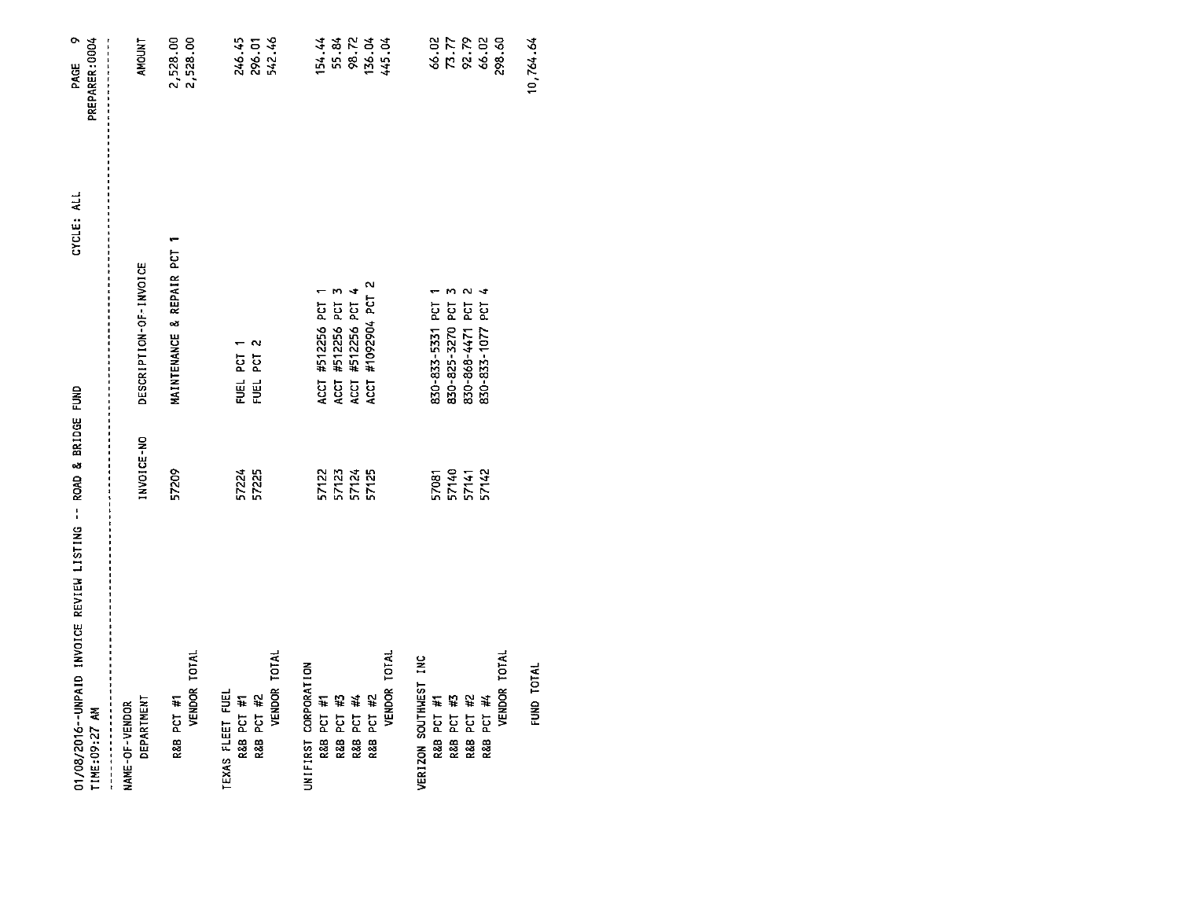01/08/2016--UNPAID INVOICE REVIEW LISTING -- ROAD & BRIDGE FUND CYCLE: ALL

TIME:09:27 AM PREPARER:0004

| NAME-OF-VENDOR / DEPARTMENT | INVOICE-NO | DESCRIPTION-OF-INVOICE | AMOUNT |
|---|---|---|---|
| R&B PCT #1 | 57209 | MAINTENANCE & REPAIR PCT 1 | 2,528.00 |
| VENDOR TOTAL | | | 2,528.00 |
| TEXAS FLEET FUEL | | | |
| R&B PCT #1 | 57224 | FUEL PCT 1 | 246.45 |
| R&B PCT #2 | 57225 | FUEL PCT 2 | 296.01 |
| VENDOR TOTAL | | | 542.46 |
| UNIFIRST CORPORATION | | | |
| R&B PCT #1 | 57122 | ACCT #512256 PCT 1 | 154.44 |
| R&B PCT #3 | 57123 | ACCT #512256 PCT 3 | 55.84 |
| R&B PCT #4 | 57124 | ACCT #512256 PCT 4 | 98.72 |
| R&B PCT #2 | 57125 | ACCT #1092904 PCT 2 | 136.04 |
| VENDOR TOTAL | | | 445.04 |
| VERIZON SOUTHWEST INC | | | |
| R&B PCT #1 | 57081 | 830-833-5331 PCT 1 | 66.02 |
| R&B PCT #3 | 57140 | 830-825-3270 PCT 3 | 73.77 |
| R&B PCT #2 | 57141 | 830-868-4471 PCT 2 | 92.79 |
| R&B PCT #4 | 57142 | 830-833-1077 PCT 4 | 66.02 |
| VENDOR TOTAL | | | 298.60 |
| FUND TOTAL | | | 10,764.64 |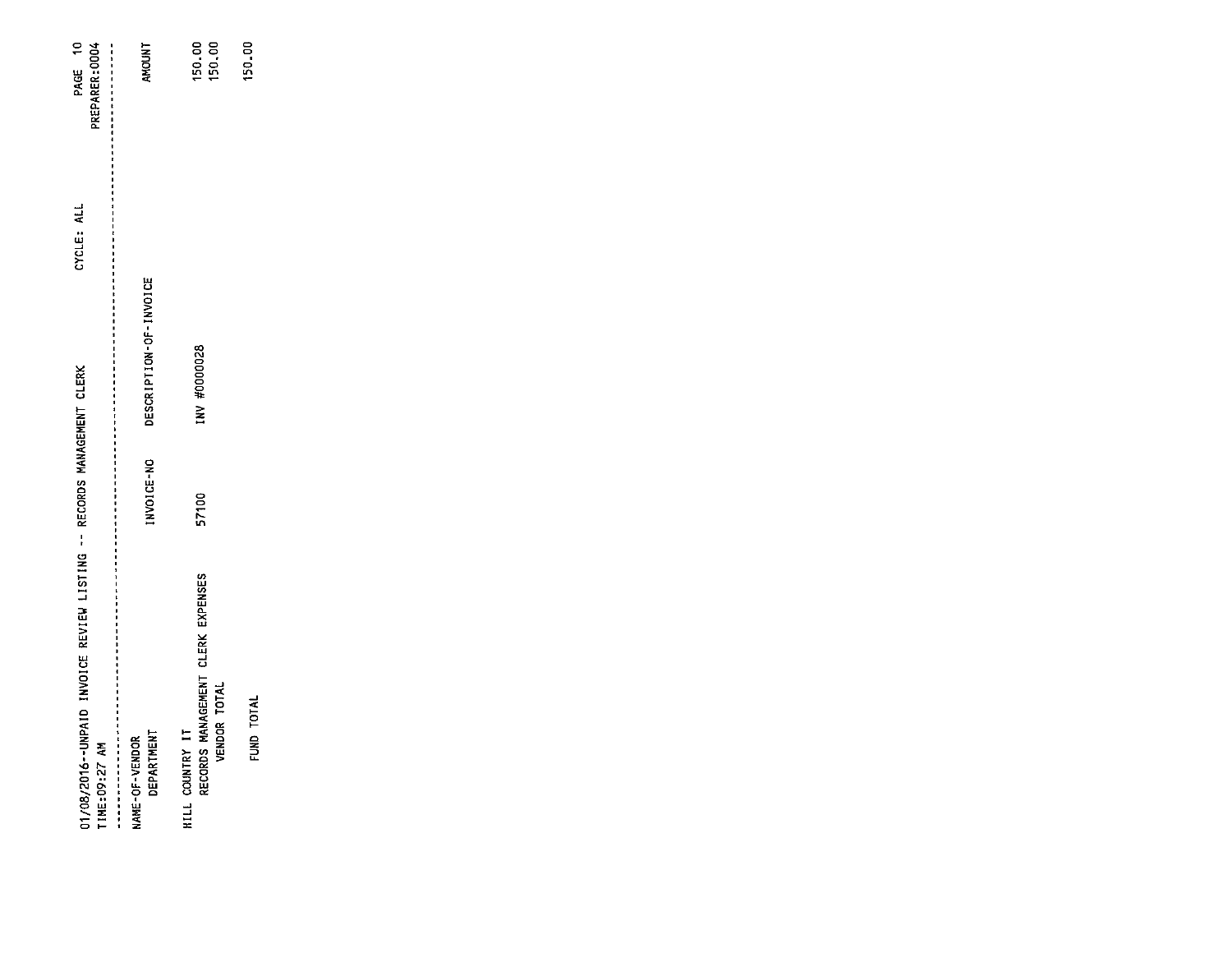01/08/2016--UNPAID INVOICE REVIEW LISTING -- RECORDS MANAGEMENT CLERK CYCLE: ALL PREPARER:0004

TIME:09:27 AM

| NAME-OF-VENDOR / DEPARTMENT | INVOICE-NO | DESCRIPTION-OF-INVOICE | AMOUNT |
|---|---|---|---|
| HILL COUNTRY IT | | | |
| RECORDS MANAGEMENT CLERK EXPENSES | 57100 | INV #0000028 | 150.00 |
| VENDOR TOTAL | | | 150.00 |
| FUND TOTAL | | | 150.00 |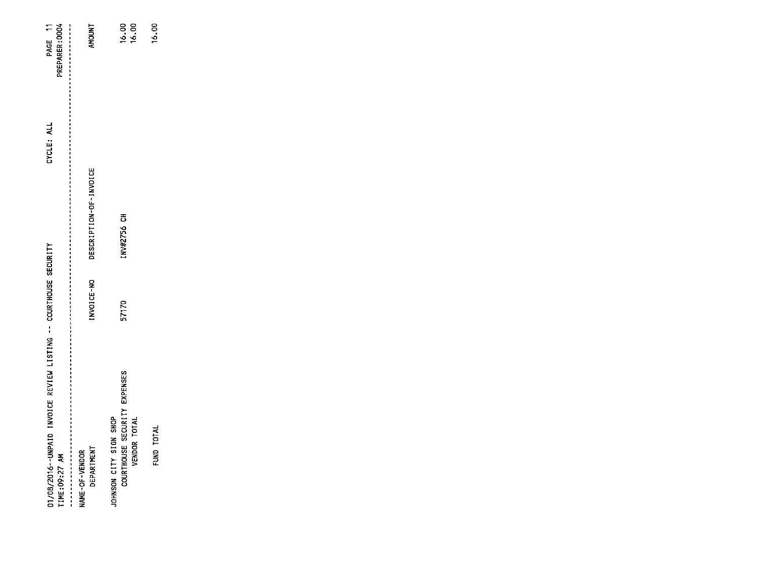01/08/2016--UNPAID INVOICE REVIEW LISTING -- COURTHOUSE SECURITY CYCLE: ALL

TIME:09:27 AM PREPARER:0004

| NAME-OF-VENDOR / DEPARTMENT | INVOICE-NO | DESCRIPTION-OF-INVOICE | AMOUNT |
|---|---|---|---|
| JOHNSON CITY SIGN SHOP | | | |
| COURTHOUSE SECURITY EXPENSES | 57170 | INV#2756 CH | 16.00 |
| VENDOR TOTAL | | | 16.00 |
| FUND TOTAL | | | 16.00 |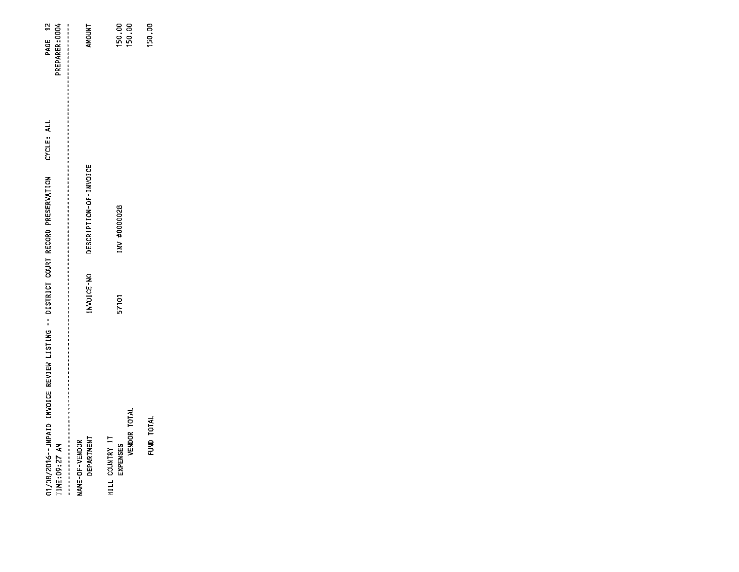01/08/2016--UNPAID INVOICE REVIEW LISTING -- DISTRICT COURT RECORD PRESERVATION    CYCLE: ALL    PAGE 12
TIME:09:27 AM    PREPARER:0004

| NAME-OF-VENDOR<br>DEPARTMENT | INVOICE-NO | DESCRIPTION-OF-INVOICE | AMOUNT |
|---|---|---|---|
| HILL COUNTRY IT | | | |
| EXPENSES | 57101 | INV #0000028 | 150.00 |
| VENDOR TOTAL | | | 150.00 |
| FUND TOTAL | | | 150.00 |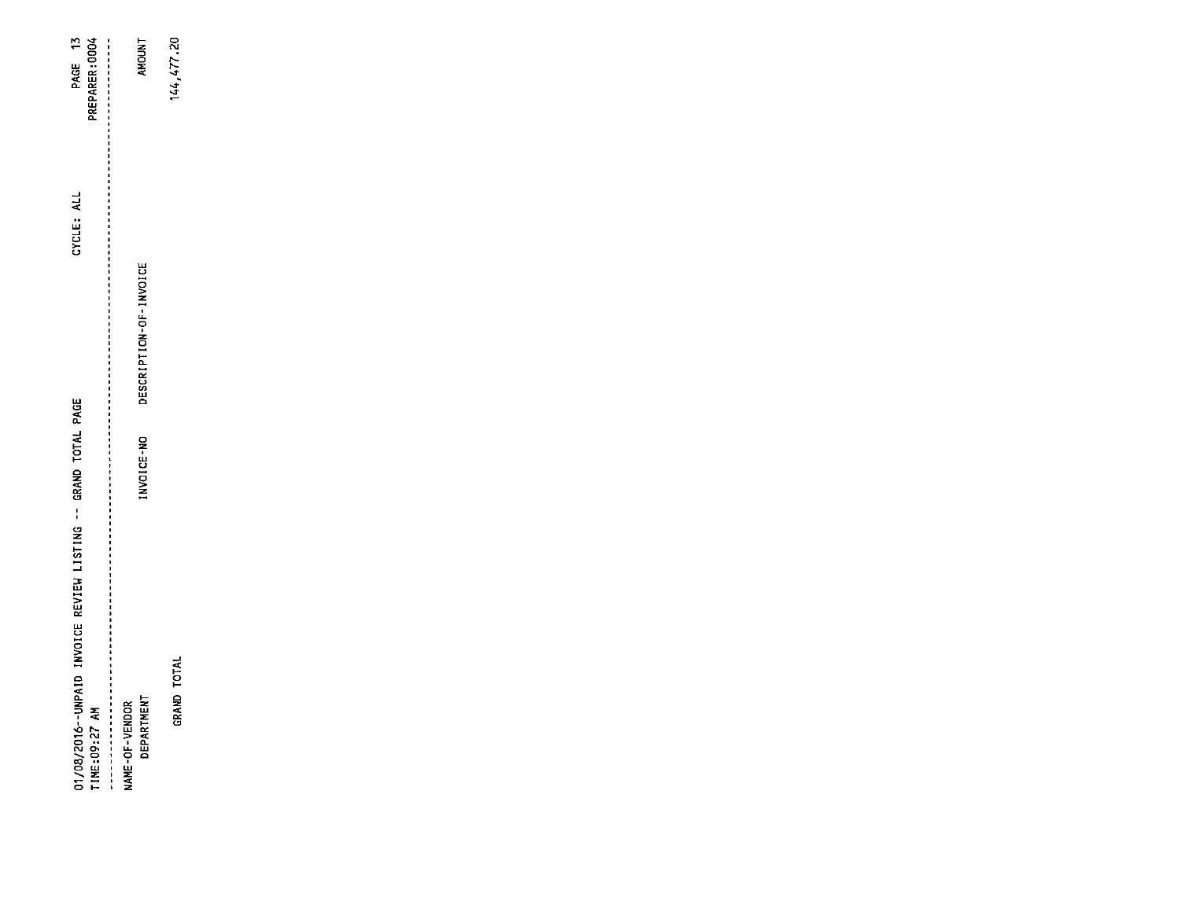01/08/2016--UNPAID INVOICE REVIEW LISTING -- GRAND TOTAL PAGE

TIME:09:27 AM

CYCLE: ALL

PREPARER:0004

| NAME-OF-VENDOR DEPARTMENT | INVOICE-NO | DESCRIPTION-OF-INVOICE | AMOUNT |
|---|---|---|---|
| GRAND TOTAL | | | 144,477.20 |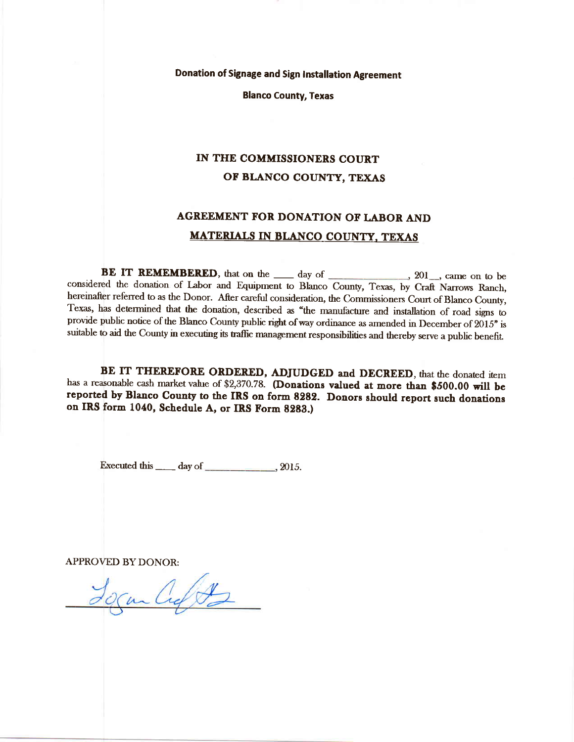**Donation of Signage and Sign Installation Agreement**

**Blanco County, Texas**

## IN THE COMMISSIONERS COURT OF BLANCO COUNTY, TEXAS

## AGREEMENT FOR DONATION OF LABOR AND MATERIALS IN BLANCO COUNTY, TEXAS

**BE IT REMEMBERED**, that on the ____ day of ______________, 201__, came on to be considered the donation of Labor and Equipment to Blanco County, Texas, by Craft Narrows Ranch, hereinafter referred to as the Donor. After careful consideration, the Commissioners Court of Blanco County, Texas, has determined that the donation, described as "the manufacture and installation of road signs to provide public notice of the Blanco County public right of way ordinance as amended in December of 2015" is suitable to aid the County in executing its traffic management responsibilities and thereby serve a public benefit.

**BE IT THEREFORE ORDERED, ADJUDGED and DECREED**, that the donated item has a reasonable cash market value of $2,370.78. **(Donations valued at more than $500.00 will be reported by Blanco County to the IRS on form 8282. Donors should report such donations on IRS form 1040, Schedule A, or IRS Form 8283.)**

Executed this ____ day of ______________, 2015.

APPROVED BY DONOR:

______________________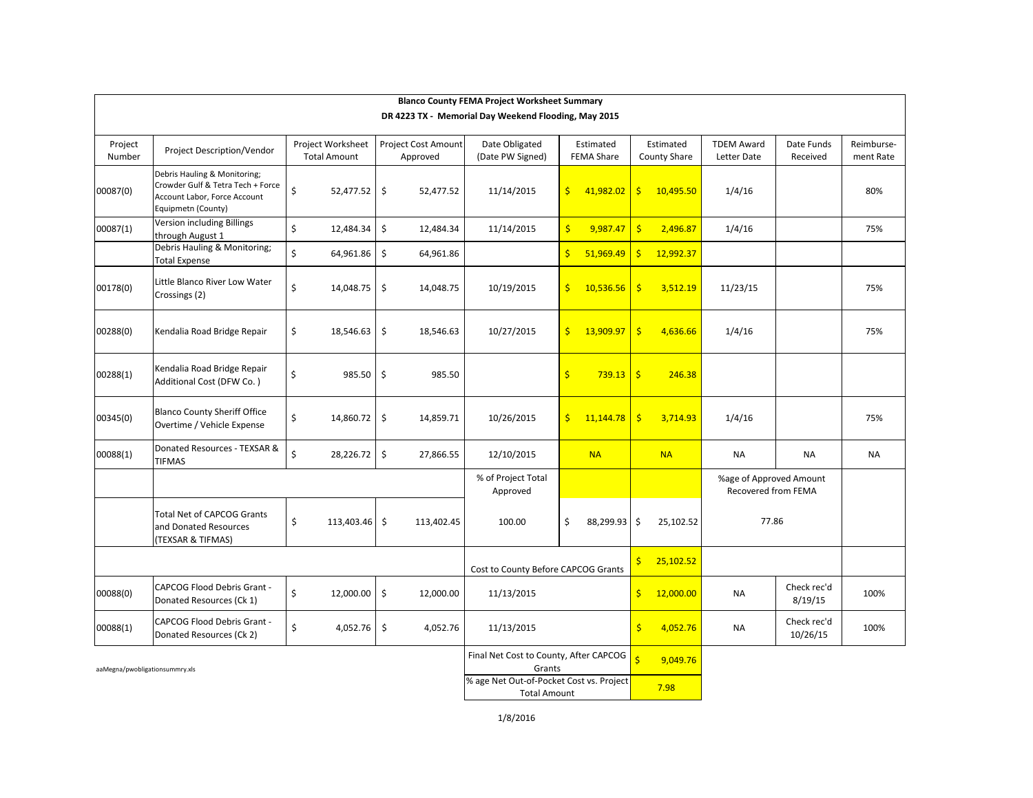**Blanco County FEMA Project Worksheet Summary**

**DR 4223 TX - Memorial Day Weekend Flooding, May 2015**

| Project Number | Project Description/Vendor | Project Worksheet Total Amount | Project Cost Amount Approved | Date Obligated (Date PW Signed) | Estimated FEMA Share | Estimated County Share | TDEM Award Letter Date | Date Funds Received | Reimburse-ment Rate |
|---|---|---|---|---|---|---|---|---|---|
| 00087(0) | Debris Hauling & Monitoring; Crowder Gulf & Tetra Tech + Force Account Labor, Force Account Equipmetn (County) | $ 52,477.52 | $ 52,477.52 | 11/14/2015 | $ 41,982.02 | $ 10,495.50 | 1/4/16 | | 80% |
| 00087(1) | Version including Billings through August 1 | $ 12,484.34 | $ 12,484.34 | 11/14/2015 | $ 9,987.47 | $ 2,496.87 | 1/4/16 | | 75% |
| | Debris Hauling & Monitoring; Total Expense | $ 64,961.86 | $ 64,961.86 | | $ 51,969.49 | $ 12,992.37 | | | |
| 00178(0) | Little Blanco River Low Water Crossings (2) | $ 14,048.75 | $ 14,048.75 | 10/19/2015 | $ 10,536.56 | $ 3,512.19 | 11/23/15 | | 75% |
| 00288(0) | Kendalia Road Bridge Repair | $ 18,546.63 | $ 18,546.63 | 10/27/2015 | $ 13,909.97 | $ 4,636.66 | 1/4/16 | | 75% |
| 00288(1) | Kendalia Road Bridge Repair Additional Cost (DFW Co. ) | $ 985.50 | $ 985.50 | | $ 739.13 | $ 246.38 | | | |
| 00345(0) | Blanco County Sheriff Office Overtime / Vehicle Expense | $ 14,860.72 | $ 14,859.71 | 10/26/2015 | $ 11,144.78 | $ 3,714.93 | 1/4/16 | | 75% |
| 00088(1) | Donated Resources - TEXSAR & TIFMAS | $ 28,226.72 | $ 27,866.55 | 12/10/2015 | NA | NA | NA | NA | NA |
| | | | | % of Project Total Approved | | | %age of Approved Amount Recovered from FEMA | | |
| | Total Net of CAPCOG Grants and Donated Resources (TEXSAR & TIFMAS) | $ 113,403.46 | $ 113,402.45 | 100.00 | $ 88,299.93 | $ 25,102.52 | 77.86 | | |
| | | | | Cost to County Before CAPCOG Grants | | $ 25,102.52 | | | |
| 00088(0) | CAPCOG Flood Debris Grant - Donated Resources (Ck 1) | $ 12,000.00 | $ 12,000.00 | 11/13/2015 | | $ 12,000.00 | NA | Check rec'd 8/19/15 | 100% |
| 00088(1) | CAPCOG Flood Debris Grant - Donated Resources (Ck 2) | $ 4,052.76 | $ 4,052.76 | 11/13/2015 | | $ 4,052.76 | NA | Check rec'd 10/26/15 | 100% |
| | | | | Final Net Cost to County, After CAPCOG Grants | | $ 9,049.76 | | | |
| | | | | % age Net Out-of-Pocket Cost vs. Project Total Amount | | 7.98 | | | |

aaMegna/pwobligationsummry.xls

1/8/2016